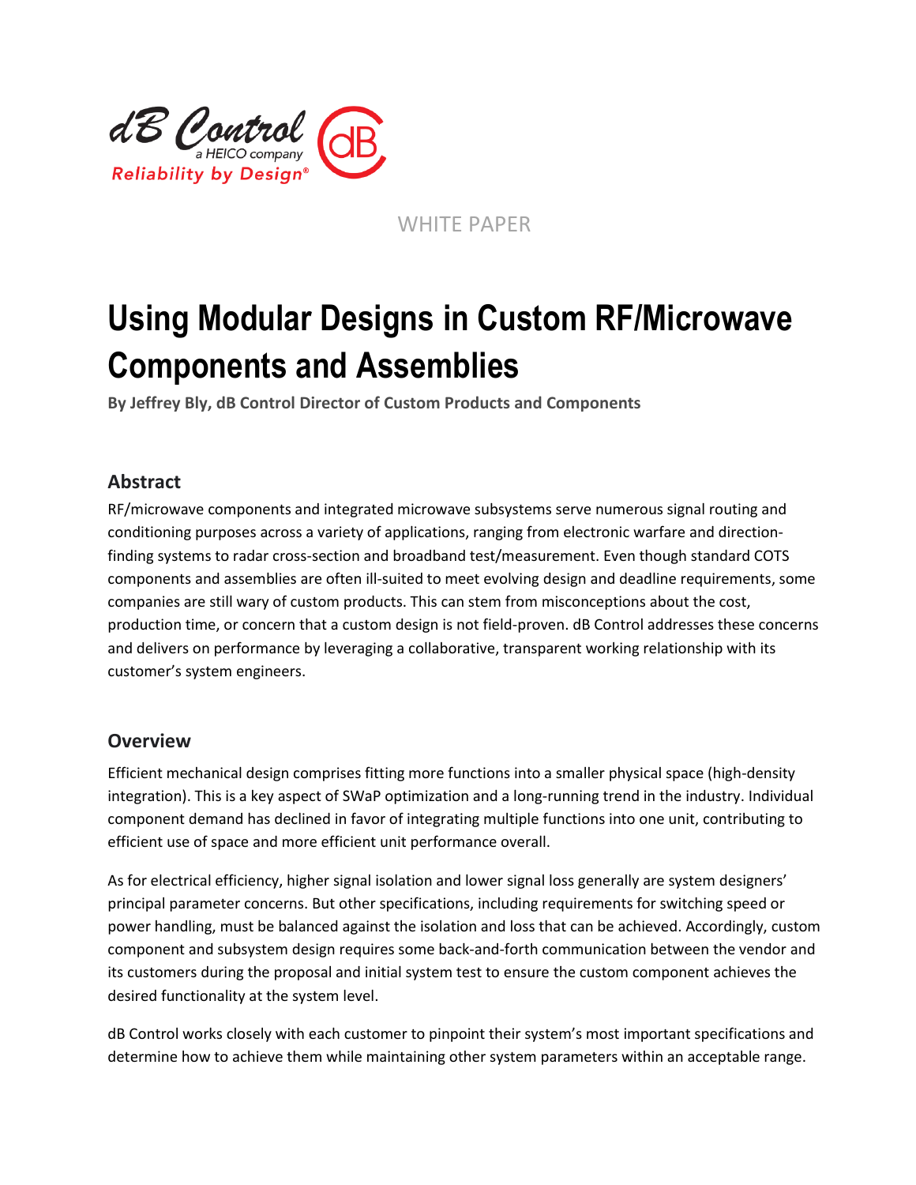dB Control

a HEICO company

Reliability by Design®

WHITE PAPER

# Using Modular Designs in Custom RF/Microwave Components and Assemblies

**By Jeffrey Bly, dB Control Director of Custom Products and Components**

## Abstract

RF/microwave components and integrated microwave subsystems serve numerous signal routing and conditioning purposes across a variety of applications, ranging from electronic warfare and direction-finding systems to radar cross-section and broadband test/measurement. Even though standard COTS components and assemblies are often ill-suited to meet evolving design and deadline requirements, some companies are still wary of custom products. This can stem from misconceptions about the cost, production time, or concern that a custom design is not field-proven. dB Control addresses these concerns and delivers on performance by leveraging a collaborative, transparent working relationship with its customer's system engineers.

## Overview

Efficient mechanical design comprises fitting more functions into a smaller physical space (high-density integration). This is a key aspect of SWaP optimization and a long-running trend in the industry. Individual component demand has declined in favor of integrating multiple functions into one unit, contributing to efficient use of space and more efficient unit performance overall.

As for electrical efficiency, higher signal isolation and lower signal loss generally are system designers' principal parameter concerns. But other specifications, including requirements for switching speed or power handling, must be balanced against the isolation and loss that can be achieved. Accordingly, custom component and subsystem design requires some back-and-forth communication between the vendor and its customers during the proposal and initial system test to ensure the custom component achieves the desired functionality at the system level.

dB Control works closely with each customer to pinpoint their system's most important specifications and determine how to achieve them while maintaining other system parameters within an acceptable range.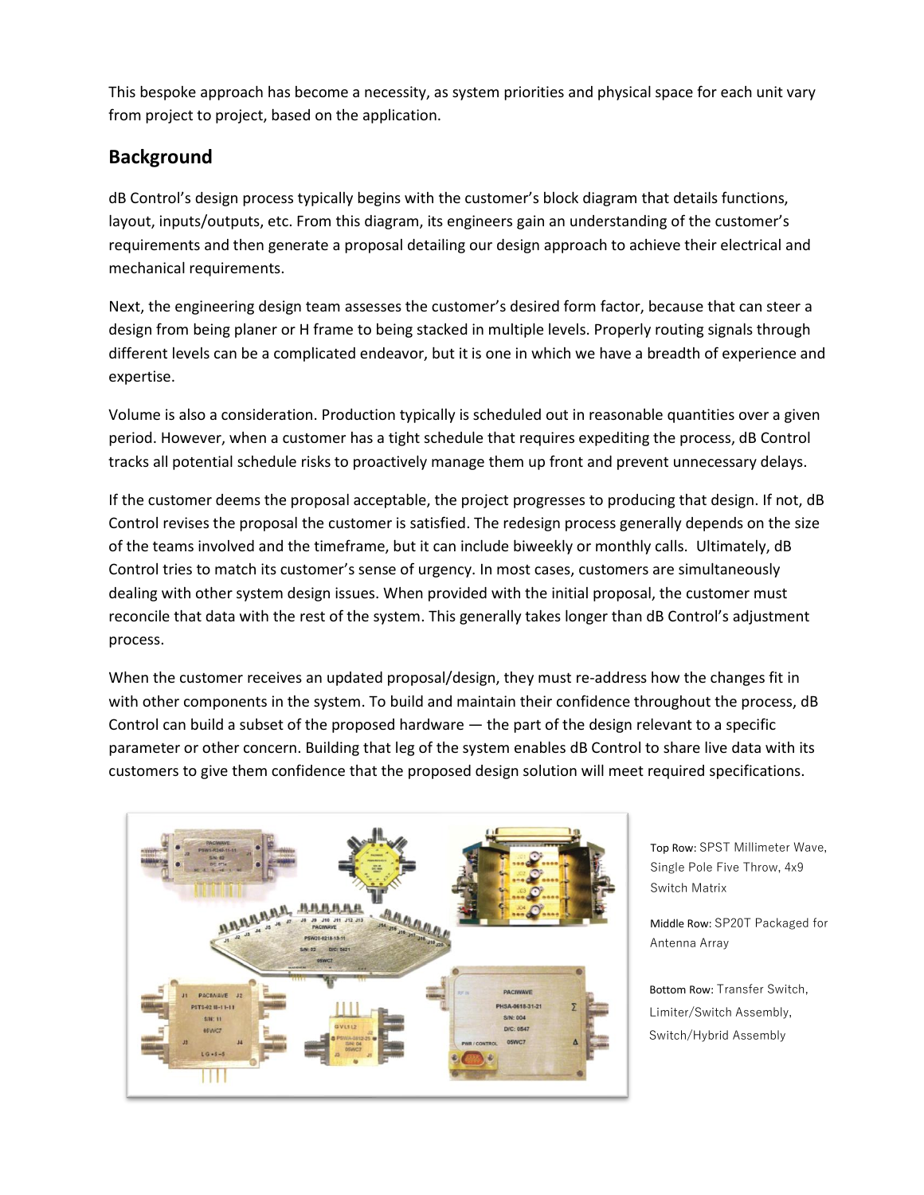This bespoke approach has become a necessity, as system priorities and physical space for each unit vary from project to project, based on the application.

## Background

dB Control's design process typically begins with the customer's block diagram that details functions, layout, inputs/outputs, etc. From this diagram, its engineers gain an understanding of the customer's requirements and then generate a proposal detailing our design approach to achieve their electrical and mechanical requirements.

Next, the engineering design team assesses the customer's desired form factor, because that can steer a design from being planer or H frame to being stacked in multiple levels. Properly routing signals through different levels can be a complicated endeavor, but it is one in which we have a breadth of experience and expertise.

Volume is also a consideration. Production typically is scheduled out in reasonable quantities over a given period. However, when a customer has a tight schedule that requires expediting the process, dB Control tracks all potential schedule risks to proactively manage them up front and prevent unnecessary delays.

If the customer deems the proposal acceptable, the project progresses to producing that design. If not, dB Control revises the proposal the customer is satisfied. The redesign process generally depends on the size of the teams involved and the timeframe, but it can include biweekly or monthly calls. Ultimately, dB Control tries to match its customer's sense of urgency. In most cases, customers are simultaneously dealing with other system design issues. When provided with the initial proposal, the customer must reconcile that data with the rest of the system. This generally takes longer than dB Control's adjustment process.

When the customer receives an updated proposal/design, they must re-address how the changes fit in with other components in the system. To build and maintain their confidence throughout the process, dB Control can build a subset of the proposed hardware — the part of the design relevant to a specific parameter or other concern. Building that leg of the system enables dB Control to share live data with its customers to give them confidence that the proposed design solution will meet required specifications.

Top Row: SPST Millimeter Wave, Single Pole Five Throw, 4x9 Switch Matrix

Middle Row: SP20T Packaged for Antenna Array

Bottom Row: Transfer Switch, Limiter/Switch Assembly, Switch/Hybrid Assembly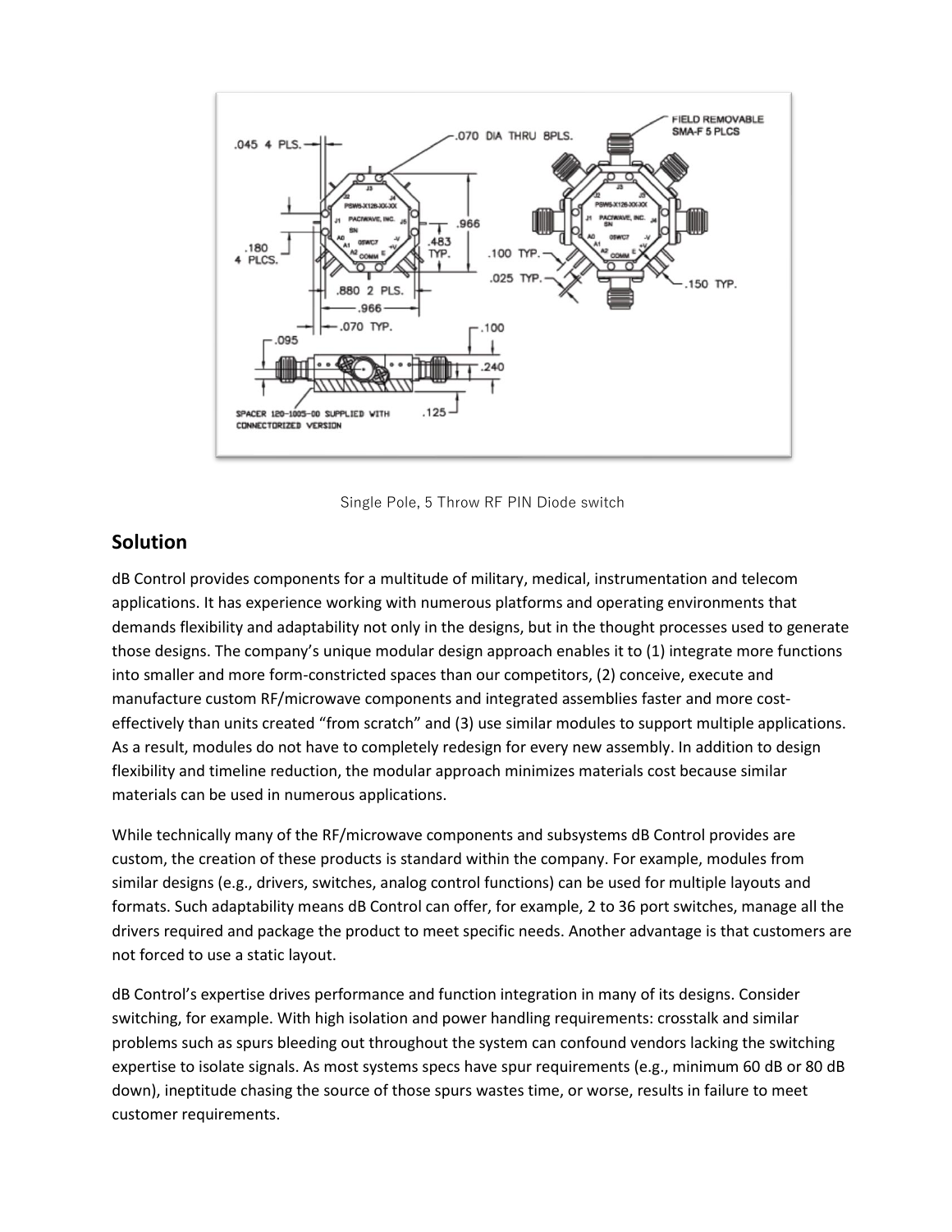Single Pole, 5 Throw RF PIN Diode switch

## Solution

dB Control provides components for a multitude of military, medical, instrumentation and telecom applications. It has experience working with numerous platforms and operating environments that demands flexibility and adaptability not only in the designs, but in the thought processes used to generate those designs. The company's unique modular design approach enables it to (1) integrate more functions into smaller and more form-constricted spaces than our competitors, (2) conceive, execute and manufacture custom RF/microwave components and integrated assemblies faster and more cost-effectively than units created "from scratch" and (3) use similar modules to support multiple applications. As a result, modules do not have to completely redesign for every new assembly. In addition to design flexibility and timeline reduction, the modular approach minimizes materials cost because similar materials can be used in numerous applications.

While technically many of the RF/microwave components and subsystems dB Control provides are custom, the creation of these products is standard within the company. For example, modules from similar designs (e.g., drivers, switches, analog control functions) can be used for multiple layouts and formats. Such adaptability means dB Control can offer, for example, 2 to 36 port switches, manage all the drivers required and package the product to meet specific needs. Another advantage is that customers are not forced to use a static layout.

dB Control's expertise drives performance and function integration in many of its designs. Consider switching, for example. With high isolation and power handling requirements: crosstalk and similar problems such as spurs bleeding out throughout the system can confound vendors lacking the switching expertise to isolate signals. As most systems specs have spur requirements (e.g., minimum 60 dB or 80 dB down), ineptitude chasing the source of those spurs wastes time, or worse, results in failure to meet customer requirements.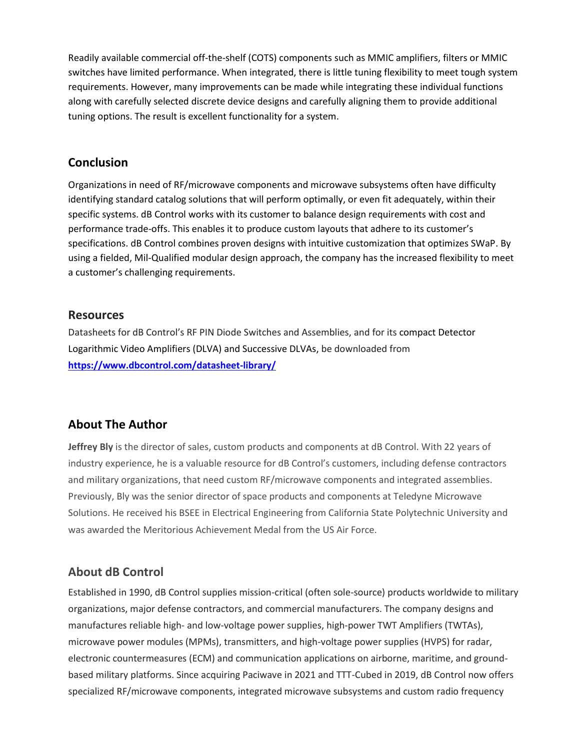Readily available commercial off-the-shelf (COTS) components such as MMIC amplifiers, filters or MMIC switches have limited performance. When integrated, there is little tuning flexibility to meet tough system requirements. However, many improvements can be made while integrating these individual functions along with carefully selected discrete device designs and carefully aligning them to provide additional tuning options. The result is excellent functionality for a system.

## Conclusion

Organizations in need of RF/microwave components and microwave subsystems often have difficulty identifying standard catalog solutions that will perform optimally, or even fit adequately, within their specific systems. dB Control works with its customer to balance design requirements with cost and performance trade-offs. This enables it to produce custom layouts that adhere to its customer's specifications. dB Control combines proven designs with intuitive customization that optimizes SWaP. By using a fielded, Mil-Qualified modular design approach, the company has the increased flexibility to meet a customer's challenging requirements.

## Resources

Datasheets for dB Control's RF PIN Diode Switches and Assemblies, and for its compact Detector Logarithmic Video Amplifiers (DLVA) and Successive DLVAs, be downloaded from **https://www.dbcontrol.com/datasheet-library/**

## About The Author

**Jeffrey Bly** is the director of sales, custom products and components at dB Control. With 22 years of industry experience, he is a valuable resource for dB Control's customers, including defense contractors and military organizations, that need custom RF/microwave components and integrated assemblies. Previously, Bly was the senior director of space products and components at Teledyne Microwave Solutions. He received his BSEE in Electrical Engineering from California State Polytechnic University and was awarded the Meritorious Achievement Medal from the US Air Force.

## About dB Control

Established in 1990, dB Control supplies mission-critical (often sole-source) products worldwide to military organizations, major defense contractors, and commercial manufacturers. The company designs and manufactures reliable high- and low-voltage power supplies, high-power TWT Amplifiers (TWTAs), microwave power modules (MPMs), transmitters, and high-voltage power supplies (HVPS) for radar, electronic countermeasures (ECM) and communication applications on airborne, maritime, and ground-based military platforms. Since acquiring Paciwave in 2021 and TTT-Cubed in 2019, dB Control now offers specialized RF/microwave components, integrated microwave subsystems and custom radio frequency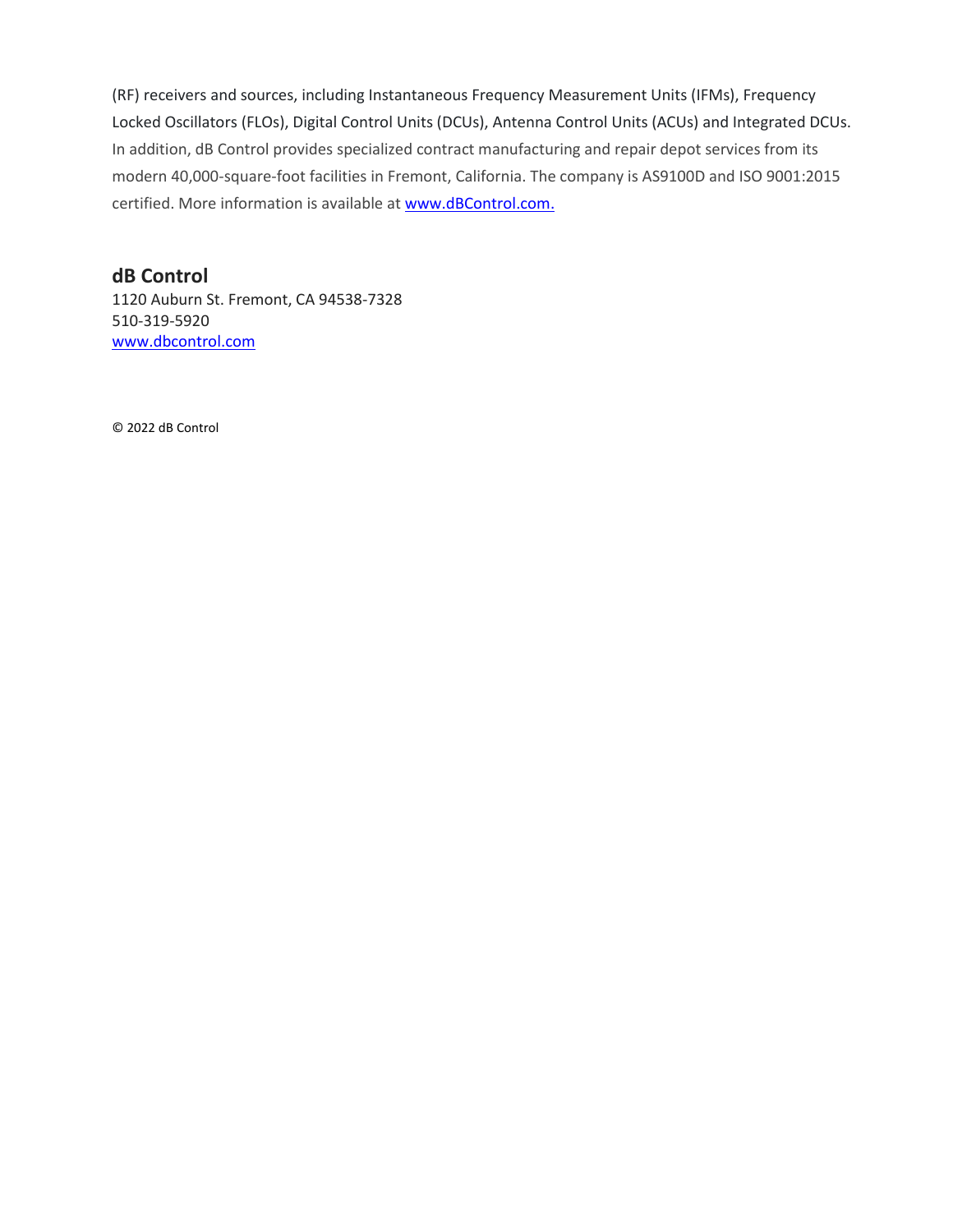(RF) receivers and sources, including Instantaneous Frequency Measurement Units (IFMs), Frequency Locked Oscillators (FLOs), Digital Control Units (DCUs), Antenna Control Units (ACUs) and Integrated DCUs. In addition, dB Control provides specialized contract manufacturing and repair depot services from its modern 40,000-square-foot facilities in Fremont, California. The company is AS9100D and ISO 9001:2015 certified. More information is available at [www.dBControl.com.](http://www.dBControl.com)

## dB Control

1120 Auburn St. Fremont, CA 94538-7328
510-319-5920
[www.dbcontrol.com](http://www.dbcontrol.com)

© 2022 dB Control